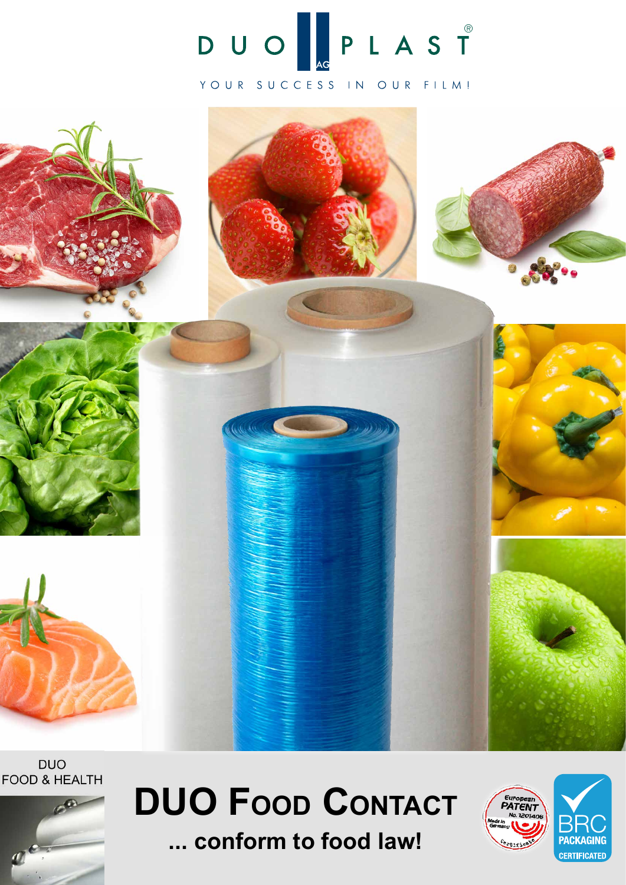DUO PLAST AG®

YOUR SUCCESS IN OUR FILM!

DUO
FOOD & HEALTH

# DUO Food Contact

**... conform to food law!**

European PATENT No. 1201406 Made in Germany Certificate

BRC PACKAGING CERTIFICATED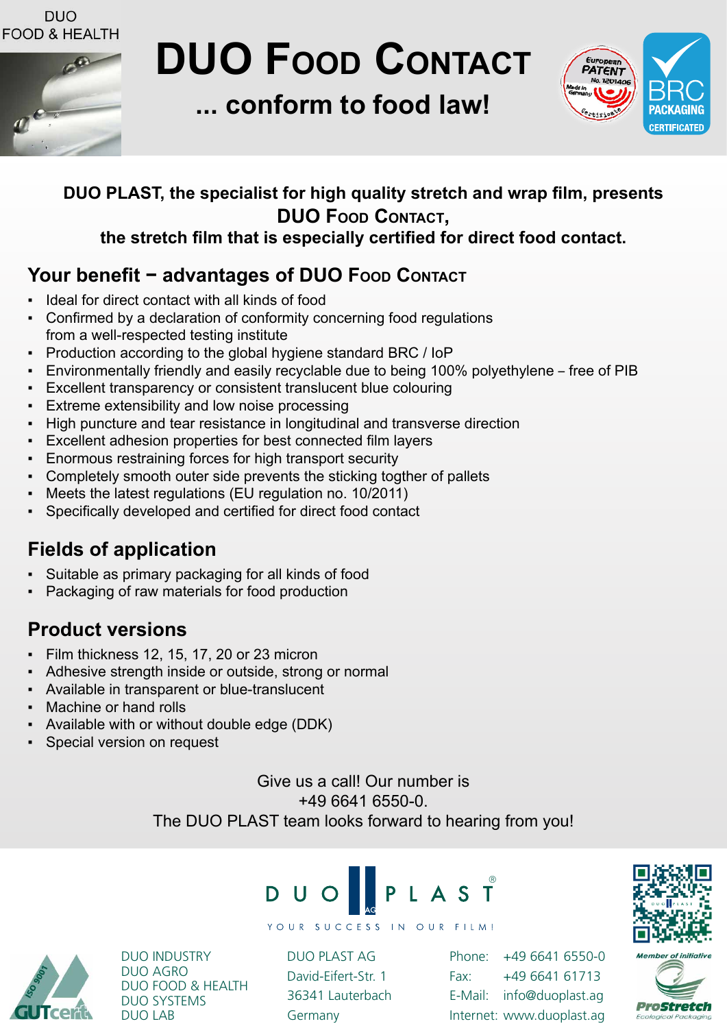DUO
FOOD & HEALTH

# DUO FOOD CONTACT

## ... conform to food law!

European PATENT No. 1201406 Made in Germany Certificate

BRC PACKAGING CERTIFICATED

**DUO PLAST, the specialist for high quality stretch and wrap film, presents DUO FOOD CONTACT, the stretch film that is especially certified for direct food contact.**

## Your benefit − advantages of DUO FOOD CONTACT

- Ideal for direct contact with all kinds of food
- Confirmed by a declaration of conformity concerning food regulations from a well-respected testing institute
- Production according to the global hygiene standard BRC / IoP
- Environmentally friendly and easily recyclable due to being 100% polyethylene – free of PIB
- Excellent transparency or consistent translucent blue colouring
- Extreme extensibility and low noise processing
- High puncture and tear resistance in longitudinal and transverse direction
- Excellent adhesion properties for best connected film layers
- Enormous restraining forces for high transport security
- Completely smooth outer side prevents the sticking togther of pallets
- Meets the latest regulations (EU regulation no. 10/2011)
- Specifically developed and certified for direct food contact

## Fields of application

- Suitable as primary packaging for all kinds of food
- Packaging of raw materials for food production

## Product versions

- Film thickness 12, 15, 17, 20 or 23 micron
- Adhesive strength inside or outside, strong or normal
- Available in transparent or blue-translucent
- Machine or hand rolls
- Available with or without double edge (DDK)
- Special version on request

Give us a call! Our number is
+49 6641 6550-0.
The DUO PLAST team looks forward to hearing from you!

DUO PLAST AG®
YOUR SUCCESS IN OUR FILM!

ISO 9001 GUTcert

DUO INDUSTRY
DUO AGRO
DUO FOOD & HEALTH
DUO SYSTEMS
DUO LAB

DUO PLAST AG
David-Eifert-Str. 1
36341 Lauterbach
Germany

Phone: +49 6641 6550-0
Fax: +49 6641 61713
E-Mail: info@duoplast.ag
Internet: www.duoplast.ag

Member of initiative
ProStretch
Ecological Packaging